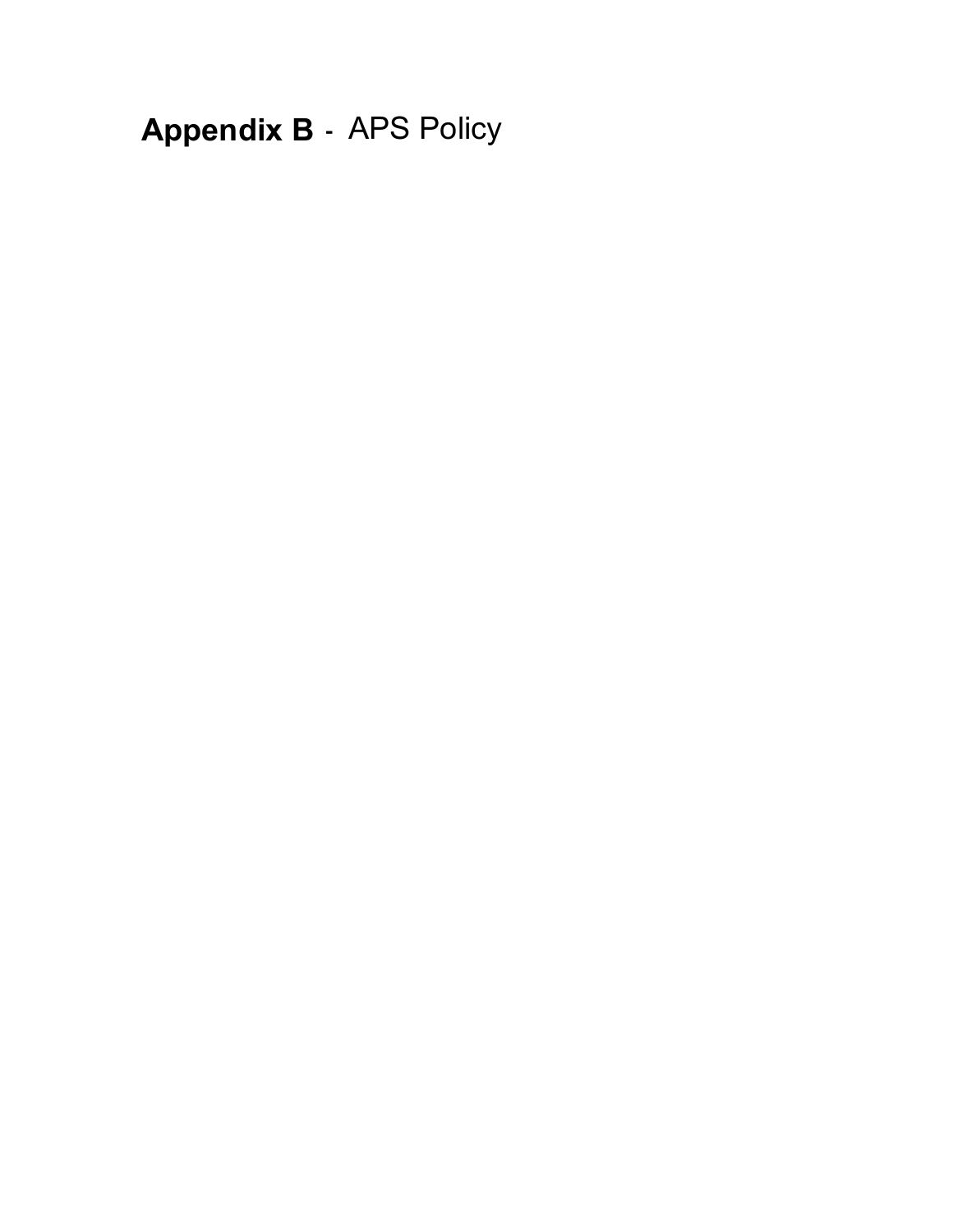# **Appendix B** - APS Policy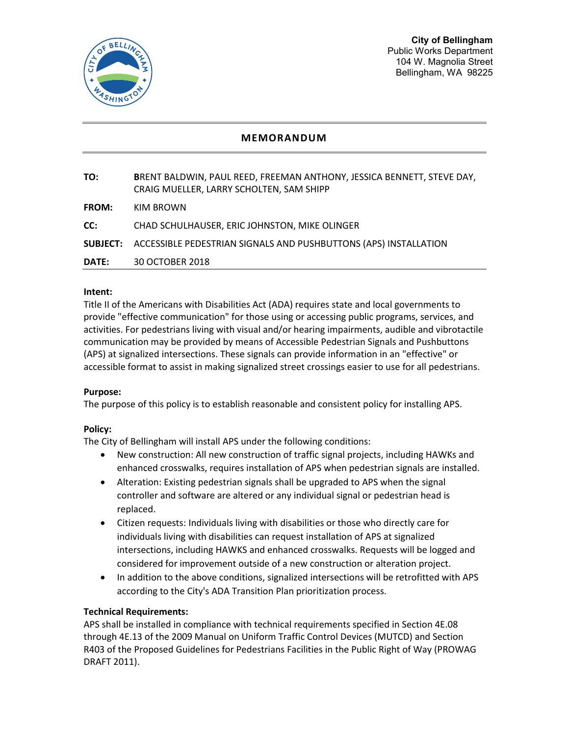City of Bellingham
Public Works Department
104 W. Magnolia Street
Bellingham, WA 98225

# MEMORANDUM

**TO:** BRENT BALDWIN, PAUL REED, FREEMAN ANTHONY, JESSICA BENNETT, STEVE DAY, CRAIG MUELLER, LARRY SCHOLTEN, SAM SHIPP

**FROM:** KIM BROWN

**CC:** CHAD SCHULHAUSER, ERIC JOHNSTON, MIKE OLINGER

**SUBJECT:** ACCESSIBLE PEDESTRIAN SIGNALS AND PUSHBUTTONS (APS) INSTALLATION

**DATE:** 30 OCTOBER 2018

**Intent:**
Title II of the Americans with Disabilities Act (ADA) requires state and local governments to provide "effective communication" for those using or accessing public programs, services, and activities. For pedestrians living with visual and/or hearing impairments, audible and vibrotactile communication may be provided by means of Accessible Pedestrian Signals and Pushbuttons (APS) at signalized intersections. These signals can provide information in an "effective" or accessible format to assist in making signalized street crossings easier to use for all pedestrians.

**Purpose:**
The purpose of this policy is to establish reasonable and consistent policy for installing APS.

**Policy:**
The City of Bellingham will install APS under the following conditions:

- New construction: All new construction of traffic signal projects, including HAWKs and enhanced crosswalks, requires installation of APS when pedestrian signals are installed.
- Alteration: Existing pedestrian signals shall be upgraded to APS when the signal controller and software are altered or any individual signal or pedestrian head is replaced.
- Citizen requests: Individuals living with disabilities or those who directly care for individuals living with disabilities can request installation of APS at signalized intersections, including HAWKS and enhanced crosswalks. Requests will be logged and considered for improvement outside of a new construction or alteration project.
- In addition to the above conditions, signalized intersections will be retrofitted with APS according to the City's ADA Transition Plan prioritization process.

**Technical Requirements:**
APS shall be installed in compliance with technical requirements specified in Section 4E.08 through 4E.13 of the 2009 Manual on Uniform Traffic Control Devices (MUTCD) and Section R403 of the Proposed Guidelines for Pedestrians Facilities in the Public Right of Way (PROWAG DRAFT 2011).